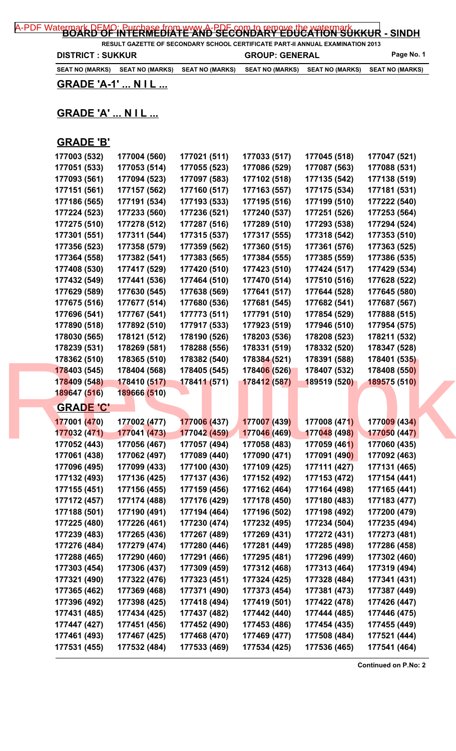# BOARD OF INTERMEDIATE AND SECONDARY EDUCATION SUKKUR - SINDH

**RESULT GAZETTE OF SECONDARY SCHOOL CERTIFICATE PART-II ANNUAL EXAMINATION 2013**

**DISTRICT : SUKKUR** **GROUP: GENERAL**

| SEAT NO (MARKS) | SEAT NO (MARKS) | SEAT NO (MARKS) | SEAT NO (MARKS) | SEAT NO (MARKS) | SEAT NO (MARKS) |
|---|---|---|---|---|---|

## GRADE 'A-1' ... N I L ...

## GRADE 'A' ... N I L ...

## GRADE 'B'

| | | | | | |
|---|---|---|---|---|---|
| 177003 (532) | 177004 (560) | 177021 (511) | 177033 (517) | 177045 (518) | 177047 (521) |
| 177051 (533) | 177053 (514) | 177055 (523) | 177086 (529) | 177087 (563) | 177088 (531) |
| 177093 (561) | 177094 (523) | 177097 (583) | 177102 (518) | 177135 (542) | 177138 (519) |
| 177151 (561) | 177157 (562) | 177160 (517) | 177163 (557) | 177175 (534) | 177181 (531) |
| 177186 (565) | 177191 (534) | 177193 (533) | 177195 (516) | 177199 (510) | 177222 (540) |
| 177224 (523) | 177233 (560) | 177236 (521) | 177240 (537) | 177251 (526) | 177253 (564) |
| 177275 (510) | 177278 (512) | 177287 (516) | 177289 (510) | 177293 (538) | 177294 (524) |
| 177301 (551) | 177311 (544) | 177315 (537) | 177317 (555) | 177318 (542) | 177353 (510) |
| 177356 (523) | 177358 (579) | 177359 (562) | 177360 (515) | 177361 (576) | 177363 (525) |
| 177364 (558) | 177382 (541) | 177383 (565) | 177384 (555) | 177385 (559) | 177386 (535) |
| 177408 (530) | 177417 (529) | 177420 (510) | 177423 (510) | 177424 (517) | 177429 (534) |
| 177432 (549) | 177441 (536) | 177464 (510) | 177470 (514) | 177510 (516) | 177628 (522) |
| 177629 (589) | 177630 (545) | 177638 (569) | 177641 (517) | 177644 (528) | 177645 (580) |
| 177675 (516) | 177677 (514) | 177680 (536) | 177681 (545) | 177682 (541) | 177687 (567) |
| 177696 (541) | 177767 (541) | 177773 (511) | 177791 (510) | 177854 (529) | 177888 (515) |
| 177890 (518) | 177892 (510) | 177917 (533) | 177923 (519) | 177946 (510) | 177954 (575) |
| 178030 (565) | 178121 (512) | 178190 (526) | 178203 (536) | 178208 (523) | 178211 (532) |
| 178239 (531) | 178269 (581) | 178288 (556) | 178331 (519) | 178332 (520) | 178347 (528) |
| 178362 (510) | 178365 (510) | 178382 (540) | 178384 (521) | 178391 (588) | 178401 (535) |
| 178403 (545) | 178404 (568) | 178405 (545) | 178406 (526) | 178407 (532) | 178408 (550) |
| 178409 (548) | 178410 (517) | 178411 (571) | 178412 (587) | 189519 (520) | 189575 (510) |
| 189647 (516) | 189666 (510) | | | | |

## GRADE 'C'

| | | | | | |
|---|---|---|---|---|---|
| 177001 (470) | 177002 (477) | 177006 (437) | 177007 (439) | 177008 (471) | 177009 (434) |
| 177032 (471) | 177041 (473) | 177042 (459) | 177046 (469) | 177048 (498) | 177050 (447) |
| 177052 (443) | 177056 (467) | 177057 (494) | 177058 (483) | 177059 (461) | 177060 (435) |
| 177061 (438) | 177062 (497) | 177089 (440) | 177090 (471) | 177091 (490) | 177092 (463) |
| 177096 (495) | 177099 (433) | 177100 (430) | 177109 (425) | 177111 (427) | 177131 (465) |
| 177132 (493) | 177136 (425) | 177137 (436) | 177152 (492) | 177153 (472) | 177154 (441) |
| 177155 (451) | 177156 (455) | 177159 (456) | 177162 (464) | 177164 (498) | 177165 (441) |
| 177172 (457) | 177174 (488) | 177176 (429) | 177178 (450) | 177180 (483) | 177183 (477) |
| 177188 (501) | 177190 (491) | 177194 (464) | 177196 (502) | 177198 (492) | 177200 (479) |
| 177225 (480) | 177226 (461) | 177230 (474) | 177232 (495) | 177234 (504) | 177235 (494) |
| 177239 (483) | 177265 (436) | 177267 (489) | 177269 (431) | 177272 (431) | 177273 (481) |
| 177276 (484) | 177279 (474) | 177280 (446) | 177281 (449) | 177285 (498) | 177286 (458) |
| 177288 (465) | 177290 (460) | 177291 (466) | 177295 (481) | 177296 (499) | 177302 (460) |
| 177303 (454) | 177306 (437) | 177309 (459) | 177312 (468) | 177313 (464) | 177319 (494) |
| 177321 (490) | 177322 (476) | 177323 (451) | 177324 (425) | 177328 (484) | 177341 (431) |
| 177365 (462) | 177369 (468) | 177371 (490) | 177373 (454) | 177381 (473) | 177387 (449) |
| 177396 (492) | 177398 (425) | 177418 (494) | 177419 (501) | 177422 (478) | 177426 (447) |
| 177431 (485) | 177434 (425) | 177437 (482) | 177442 (440) | 177444 (485) | 177446 (475) |
| 177447 (427) | 177451 (456) | 177452 (490) | 177453 (486) | 177454 (435) | 177455 (449) |
| 177461 (493) | 177467 (425) | 177468 (470) | 177469 (477) | 177508 (484) | 177521 (444) |
| 177531 (455) | 177532 (484) | 177533 (469) | 177534 (425) | 177536 (465) | 177541 (464) |

**Continued on P.No: 2**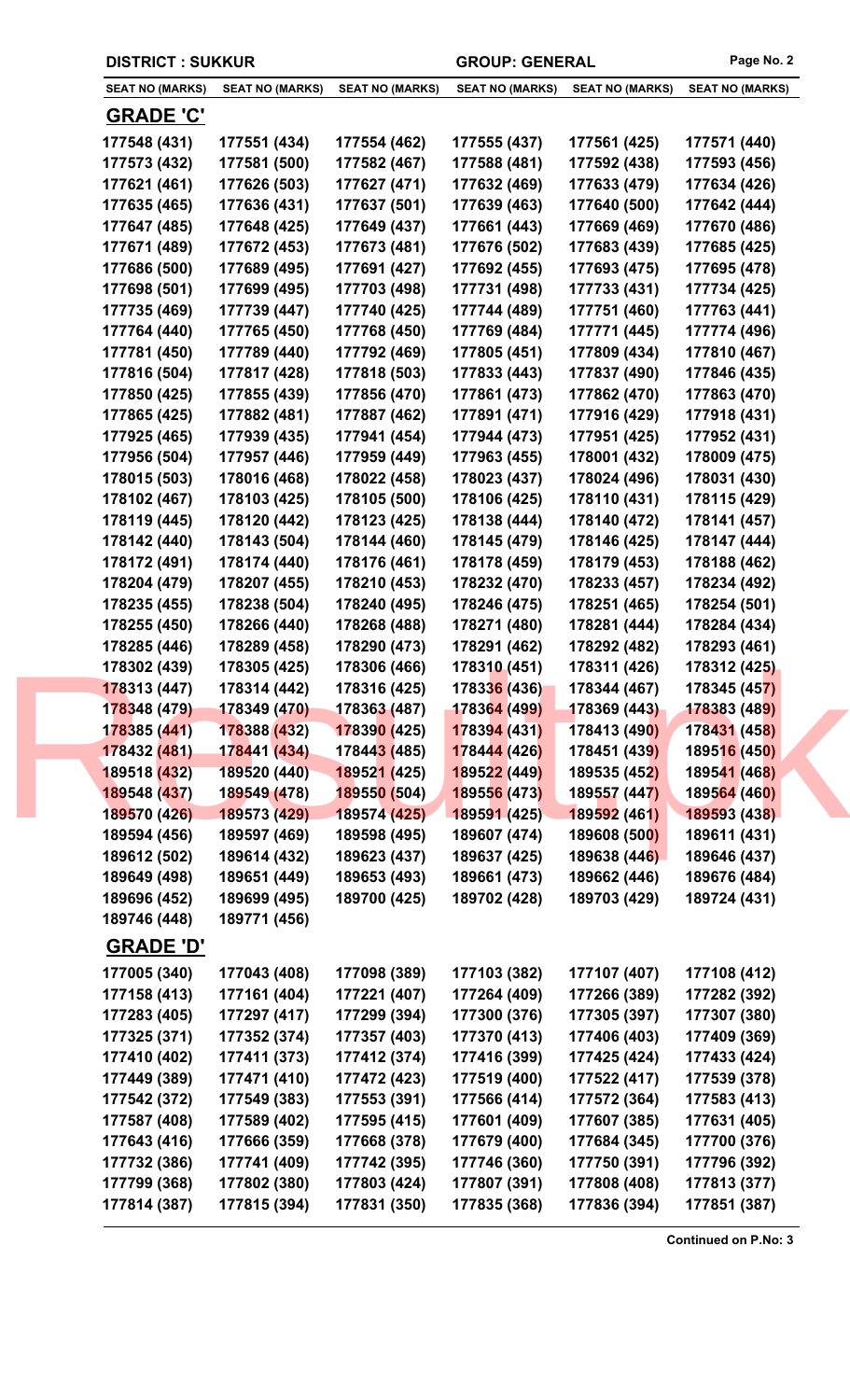**DISTRICT : SUKKUR** | **GROUP: GENERAL**

| SEAT NO (MARKS) | SEAT NO (MARKS) | SEAT NO (MARKS) | SEAT NO (MARKS) | SEAT NO (MARKS) | SEAT NO (MARKS) |
|---|---|---|---|---|---|

## GRADE 'C'

| SEAT NO (MARKS) | SEAT NO (MARKS) | SEAT NO (MARKS) | SEAT NO (MARKS) | SEAT NO (MARKS) | SEAT NO (MARKS) |
|---|---|---|---|---|---|
| 177548 (431) | 177551 (434) | 177554 (462) | 177555 (437) | 177561 (425) | 177571 (440) |
| 177573 (432) | 177581 (500) | 177582 (467) | 177588 (481) | 177592 (438) | 177593 (456) |
| 177621 (461) | 177626 (503) | 177627 (471) | 177632 (469) | 177633 (479) | 177634 (426) |
| 177635 (465) | 177636 (431) | 177637 (501) | 177639 (463) | 177640 (500) | 177642 (444) |
| 177647 (485) | 177648 (425) | 177649 (437) | 177661 (443) | 177669 (469) | 177670 (486) |
| 177671 (489) | 177672 (453) | 177673 (481) | 177676 (502) | 177683 (439) | 177685 (425) |
| 177686 (500) | 177689 (495) | 177691 (427) | 177692 (455) | 177693 (475) | 177695 (478) |
| 177698 (501) | 177699 (495) | 177703 (498) | 177731 (498) | 177733 (431) | 177734 (425) |
| 177735 (469) | 177739 (447) | 177740 (425) | 177744 (489) | 177751 (460) | 177763 (441) |
| 177764 (440) | 177765 (450) | 177768 (450) | 177769 (484) | 177771 (445) | 177774 (496) |
| 177781 (450) | 177789 (440) | 177792 (469) | 177805 (451) | 177809 (434) | 177810 (467) |
| 177816 (504) | 177817 (428) | 177818 (503) | 177833 (443) | 177837 (490) | 177846 (435) |
| 177850 (425) | 177855 (439) | 177856 (470) | 177861 (473) | 177862 (470) | 177863 (470) |
| 177865 (425) | 177882 (481) | 177887 (462) | 177891 (471) | 177916 (429) | 177918 (431) |
| 177925 (465) | 177939 (435) | 177941 (454) | 177944 (473) | 177951 (425) | 177952 (431) |
| 177956 (504) | 177957 (446) | 177959 (449) | 177963 (455) | 178001 (432) | 178009 (475) |
| 178015 (503) | 178016 (468) | 178022 (458) | 178023 (437) | 178024 (496) | 178031 (430) |
| 178102 (467) | 178103 (425) | 178105 (500) | 178106 (425) | 178110 (431) | 178115 (429) |
| 178119 (445) | 178120 (442) | 178123 (425) | 178138 (444) | 178140 (472) | 178141 (457) |
| 178142 (440) | 178143 (504) | 178144 (460) | 178145 (479) | 178146 (425) | 178147 (444) |
| 178172 (491) | 178174 (440) | 178176 (461) | 178178 (459) | 178179 (453) | 178188 (462) |
| 178204 (479) | 178207 (455) | 178210 (453) | 178232 (470) | 178233 (457) | 178234 (492) |
| 178235 (455) | 178238 (504) | 178240 (495) | 178246 (475) | 178251 (465) | 178254 (501) |
| 178255 (450) | 178266 (440) | 178268 (488) | 178271 (480) | 178281 (444) | 178284 (434) |
| 178285 (446) | 178289 (458) | 178290 (473) | 178291 (462) | 178292 (482) | 178293 (461) |
| 178302 (439) | 178305 (425) | 178306 (466) | 178310 (451) | 178311 (426) | 178312 (425) |
| 178313 (447) | 178314 (442) | 178316 (425) | 178336 (436) | 178344 (467) | 178345 (457) |
| 178348 (479) | 178349 (470) | 178363 (487) | 178364 (499) | 178369 (443) | 178383 (489) |
| 178385 (441) | 178388 (432) | 178390 (425) | 178394 (431) | 178413 (490) | 178431 (458) |
| 178432 (481) | 178441 (434) | 178443 (485) | 178444 (426) | 178451 (439) | 189516 (450) |
| 189518 (432) | 189520 (440) | 189521 (425) | 189522 (449) | 189535 (452) | 189541 (468) |
| 189548 (437) | 189549 (478) | 189550 (504) | 189556 (473) | 189557 (447) | 189564 (460) |
| 189570 (426) | 189573 (429) | 189574 (425) | 189591 (425) | 189592 (461) | 189593 (438) |
| 189594 (456) | 189597 (469) | 189598 (495) | 189607 (474) | 189608 (500) | 189611 (431) |
| 189612 (502) | 189614 (432) | 189623 (437) | 189637 (425) | 189638 (446) | 189646 (437) |
| 189649 (498) | 189651 (449) | 189653 (493) | 189661 (473) | 189662 (446) | 189676 (484) |
| 189696 (452) | 189699 (495) | 189700 (425) | 189702 (428) | 189703 (429) | 189724 (431) |
| 189746 (448) | 189771 (456) | | | | |

## GRADE 'D'

| SEAT NO (MARKS) | SEAT NO (MARKS) | SEAT NO (MARKS) | SEAT NO (MARKS) | SEAT NO (MARKS) | SEAT NO (MARKS) |
|---|---|---|---|---|---|
| 177005 (340) | 177043 (408) | 177098 (389) | 177103 (382) | 177107 (407) | 177108 (412) |
| 177158 (413) | 177161 (404) | 177221 (407) | 177264 (409) | 177266 (389) | 177282 (392) |
| 177283 (405) | 177297 (417) | 177299 (394) | 177300 (376) | 177305 (397) | 177307 (380) |
| 177325 (371) | 177352 (374) | 177357 (403) | 177370 (413) | 177406 (403) | 177409 (369) |
| 177410 (402) | 177411 (373) | 177412 (374) | 177416 (399) | 177425 (424) | 177433 (424) |
| 177449 (389) | 177471 (410) | 177472 (423) | 177519 (400) | 177522 (417) | 177539 (378) |
| 177542 (372) | 177549 (383) | 177553 (391) | 177566 (414) | 177572 (364) | 177583 (413) |
| 177587 (408) | 177589 (402) | 177595 (415) | 177601 (409) | 177607 (385) | 177631 (405) |
| 177643 (416) | 177666 (359) | 177668 (378) | 177679 (400) | 177684 (345) | 177700 (376) |
| 177732 (386) | 177741 (409) | 177742 (395) | 177746 (360) | 177750 (391) | 177796 (392) |
| 177799 (368) | 177802 (380) | 177803 (424) | 177807 (391) | 177808 (408) | 177813 (377) |
| 177814 (387) | 177815 (394) | 177831 (350) | 177835 (368) | 177836 (394) | 177851 (387) |

**Continued on P.No: 3**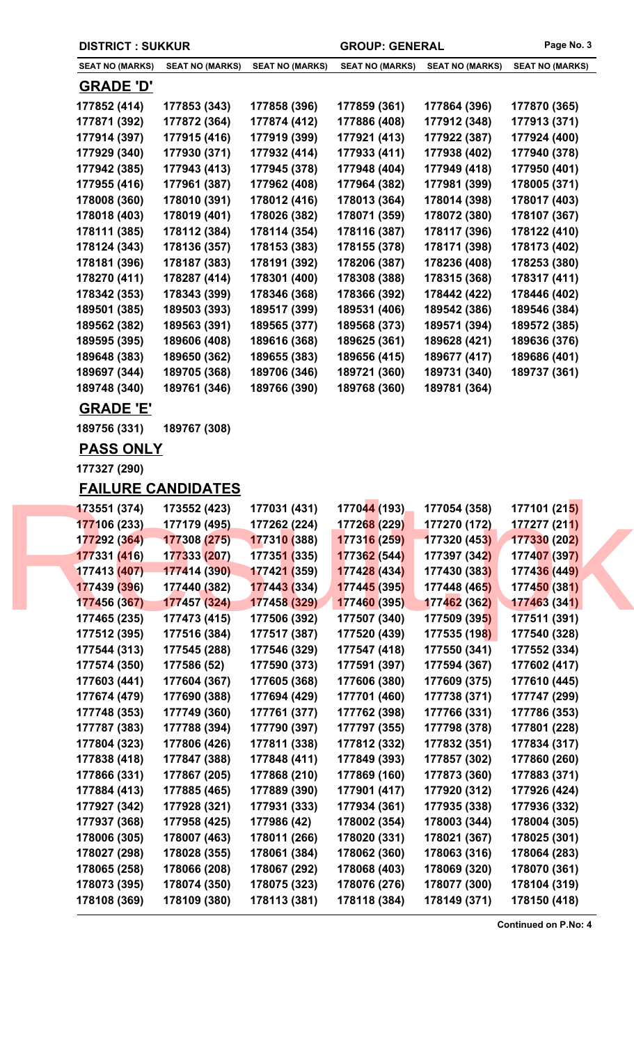**DISTRICT : SUKKUR** | **GROUP: GENERAL**

| SEAT NO (MARKS) | SEAT NO (MARKS) | SEAT NO (MARKS) | SEAT NO (MARKS) | SEAT NO (MARKS) | SEAT NO (MARKS) |
|---|---|---|---|---|---|

## GRADE 'D'

| | | | | | |
|---|---|---|---|---|---|
| 177852 (414) | 177853 (343) | 177858 (396) | 177859 (361) | 177864 (396) | 177870 (365) |
| 177871 (392) | 177872 (364) | 177874 (412) | 177886 (408) | 177912 (348) | 177913 (371) |
| 177914 (397) | 177915 (416) | 177919 (399) | 177921 (413) | 177922 (387) | 177924 (400) |
| 177929 (340) | 177930 (371) | 177932 (414) | 177933 (411) | 177938 (402) | 177940 (378) |
| 177942 (385) | 177943 (413) | 177945 (378) | 177948 (404) | 177949 (418) | 177950 (401) |
| 177955 (416) | 177961 (387) | 177962 (408) | 177964 (382) | 177981 (399) | 178005 (371) |
| 178008 (360) | 178010 (391) | 178012 (416) | 178013 (364) | 178014 (398) | 178017 (403) |
| 178018 (403) | 178019 (401) | 178026 (382) | 178071 (359) | 178072 (380) | 178107 (367) |
| 178111 (385) | 178112 (384) | 178114 (354) | 178116 (387) | 178117 (396) | 178122 (410) |
| 178124 (343) | 178136 (357) | 178153 (383) | 178155 (378) | 178171 (398) | 178173 (402) |
| 178181 (396) | 178187 (383) | 178191 (392) | 178206 (387) | 178236 (408) | 178253 (380) |
| 178270 (411) | 178287 (414) | 178301 (400) | 178308 (388) | 178315 (368) | 178317 (411) |
| 178342 (353) | 178343 (399) | 178346 (368) | 178366 (392) | 178442 (422) | 178446 (402) |
| 189501 (385) | 189503 (393) | 189517 (399) | 189531 (406) | 189542 (386) | 189546 (384) |
| 189562 (382) | 189563 (391) | 189565 (377) | 189568 (373) | 189571 (394) | 189572 (385) |
| 189595 (395) | 189606 (408) | 189616 (368) | 189625 (361) | 189628 (421) | 189636 (376) |
| 189648 (383) | 189650 (362) | 189655 (383) | 189656 (415) | 189677 (417) | 189686 (401) |
| 189697 (344) | 189705 (368) | 189706 (346) | 189721 (360) | 189731 (340) | 189737 (361) |
| 189748 (340) | 189761 (346) | 189766 (390) | 189768 (360) | 189781 (364) | |

## GRADE 'E'

189756 (331) 189767 (308)

## PASS ONLY

177327 (290)

## FAILURE CANDIDATES

| | | | | | |
|---|---|---|---|---|---|
| 173551 (374) | 173552 (423) | 177031 (431) | 177044 (193) | 177054 (358) | 177101 (215) |
| 177106 (233) | 177179 (495) | 177262 (224) | 177268 (229) | 177270 (172) | 177277 (211) |
| 177292 (364) | 177308 (275) | 177310 (388) | 177316 (259) | 177320 (453) | 177330 (202) |
| 177331 (416) | 177333 (207) | 177351 (335) | 177362 (544) | 177397 (342) | 177407 (397) |
| 177413 (407) | 177414 (390) | 177421 (359) | 177428 (434) | 177430 (383) | 177436 (449) |
| 177439 (396) | 177440 (382) | 177443 (334) | 177445 (395) | 177448 (465) | 177450 (381) |
| 177456 (367) | 177457 (324) | 177458 (329) | 177460 (395) | 177462 (362) | 177463 (341) |
| 177465 (235) | 177473 (415) | 177506 (392) | 177507 (340) | 177509 (395) | 177511 (391) |
| 177512 (395) | 177516 (384) | 177517 (387) | 177520 (439) | 177535 (198) | 177540 (328) |
| 177544 (313) | 177545 (288) | 177546 (329) | 177547 (418) | 177550 (341) | 177552 (334) |
| 177574 (350) | 177586 (52) | 177590 (373) | 177591 (397) | 177594 (367) | 177602 (417) |
| 177603 (441) | 177604 (367) | 177605 (368) | 177606 (380) | 177609 (375) | 177610 (445) |
| 177674 (479) | 177690 (388) | 177694 (429) | 177701 (460) | 177738 (371) | 177747 (299) |
| 177748 (353) | 177749 (360) | 177761 (377) | 177762 (398) | 177766 (331) | 177786 (353) |
| 177787 (383) | 177788 (394) | 177790 (397) | 177797 (355) | 177798 (378) | 177801 (228) |
| 177804 (323) | 177806 (426) | 177811 (338) | 177812 (332) | 177832 (351) | 177834 (317) |
| 177838 (418) | 177847 (388) | 177848 (411) | 177849 (393) | 177857 (302) | 177860 (260) |
| 177866 (331) | 177867 (205) | 177868 (210) | 177869 (160) | 177873 (360) | 177883 (371) |
| 177884 (413) | 177885 (465) | 177889 (390) | 177901 (417) | 177920 (312) | 177926 (424) |
| 177927 (342) | 177928 (321) | 177931 (333) | 177934 (361) | 177935 (338) | 177936 (332) |
| 177937 (368) | 177958 (425) | 177986 (42) | 178002 (354) | 178003 (344) | 178004 (305) |
| 178006 (305) | 178007 (463) | 178011 (266) | 178020 (331) | 178021 (367) | 178025 (301) |
| 178027 (298) | 178028 (355) | 178061 (384) | 178062 (360) | 178063 (316) | 178064 (283) |
| 178065 (258) | 178066 (208) | 178067 (292) | 178068 (403) | 178069 (320) | 178070 (361) |
| 178073 (395) | 178074 (350) | 178075 (323) | 178076 (276) | 178077 (300) | 178104 (319) |
| 178108 (369) | 178109 (380) | 178113 (381) | 178118 (384) | 178149 (371) | 178150 (418) |

**Continued on P.No: 4**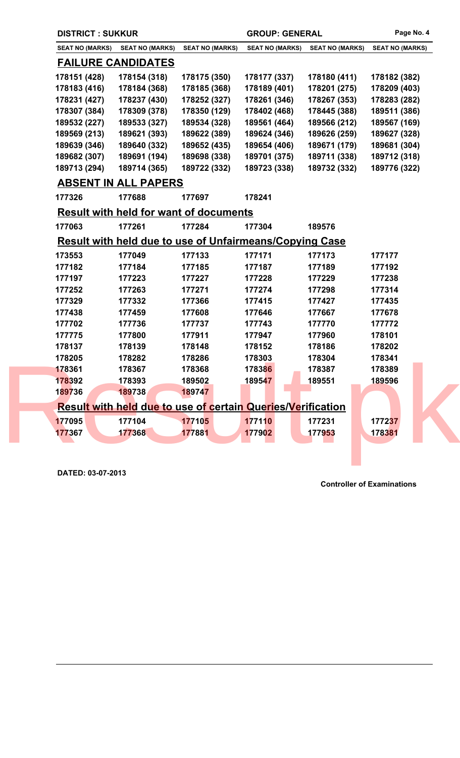DISTRICT : SUKKUR GROUP: GENERAL

| SEAT NO (MARKS) | SEAT NO (MARKS) | SEAT NO (MARKS) | SEAT NO (MARKS) | SEAT NO (MARKS) | SEAT NO (MARKS) |
|---|---|---|---|---|---|

## FAILURE CANDIDATES

| | | | | | |
|---|---|---|---|---|---|
| 178151 (428) | 178154 (318) | 178175 (350) | 178177 (337) | 178180 (411) | 178182 (382) |
| 178183 (416) | 178184 (368) | 178185 (368) | 178189 (401) | 178201 (275) | 178209 (403) |
| 178231 (427) | 178237 (430) | 178252 (327) | 178261 (346) | 178267 (353) | 178283 (282) |
| 178307 (384) | 178309 (378) | 178350 (129) | 178402 (468) | 178445 (388) | 189511 (386) |
| 189532 (227) | 189533 (327) | 189534 (328) | 189561 (464) | 189566 (212) | 189567 (169) |
| 189569 (213) | 189621 (393) | 189622 (389) | 189624 (346) | 189626 (259) | 189627 (328) |
| 189639 (346) | 189640 (332) | 189652 (435) | 189654 (406) | 189671 (179) | 189681 (304) |
| 189682 (307) | 189691 (194) | 189698 (338) | 189701 (375) | 189711 (338) | 189712 (318) |
| 189713 (294) | 189714 (365) | 189722 (332) | 189723 (338) | 189732 (332) | 189776 (322) |

## ABSENT IN ALL PAPERS

| | | | |
|---|---|---|---|
| 177326 | 177688 | 177697 | 178241 |

## Result with held for want of documents

| | | | | |
|---|---|---|---|---|
| 177063 | 177261 | 177284 | 177304 | 189576 |

## Result with held due to use of Unfairmeans/Copying Case

| | | | | | |
|---|---|---|---|---|---|
| 173553 | 177049 | 177133 | 177171 | 177173 | 177177 |
| 177182 | 177184 | 177185 | 177187 | 177189 | 177192 |
| 177197 | 177223 | 177227 | 177228 | 177229 | 177238 |
| 177252 | 177263 | 177271 | 177274 | 177298 | 177314 |
| 177329 | 177332 | 177366 | 177415 | 177427 | 177435 |
| 177438 | 177459 | 177608 | 177646 | 177667 | 177678 |
| 177702 | 177736 | 177737 | 177743 | 177770 | 177772 |
| 177775 | 177800 | 177911 | 177947 | 177960 | 178101 |
| 178137 | 178139 | 178148 | 178152 | 178186 | 178202 |
| 178205 | 178282 | 178286 | 178303 | 178304 | 178341 |
| 178361 | 178367 | 178368 | 178386 | 178387 | 178389 |
| 178392 | 178393 | 189502 | 189547 | 189551 | 189596 |
| 189736 | 189738 | 189747 | | | |

## Result with held due to use of certain Queries/Verification

| | | | | | |
|---|---|---|---|---|---|
| 177095 | 177104 | 177105 | 177110 | 177231 | 177237 |
| 177367 | 177368 | 177881 | 177902 | 177953 | 178381 |

DATED: 03-07-2013

Controller of Examinations